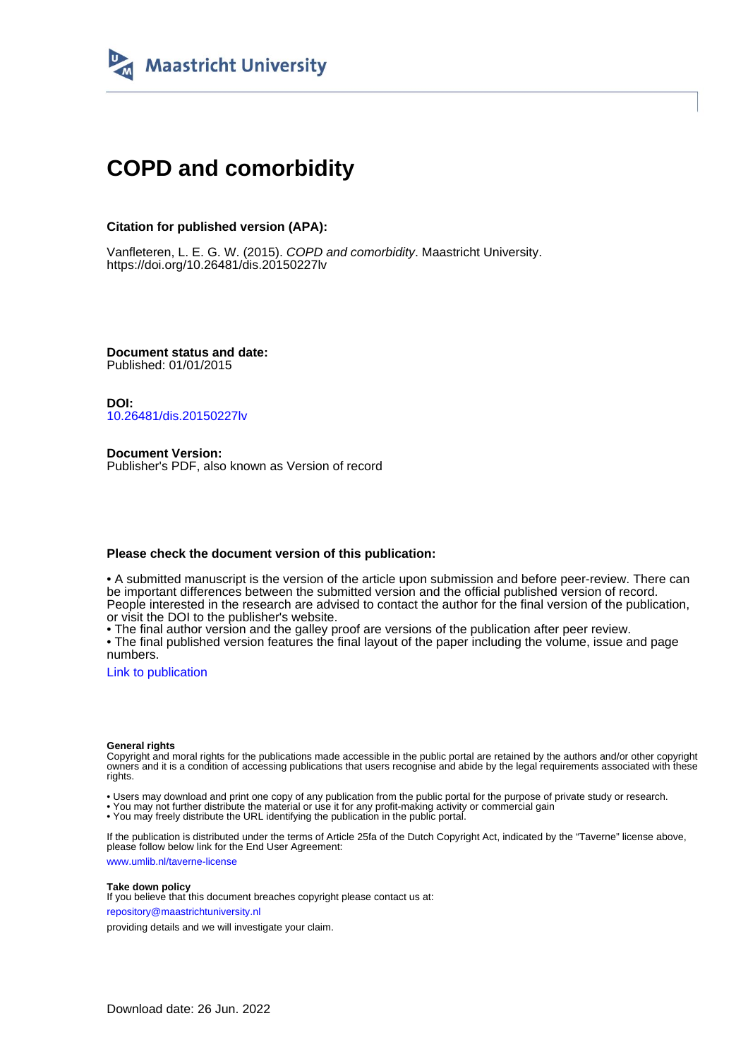Maastricht University

# COPD and comorbidity

**Citation for published version (APA):**

Vanfleteren, L. E. G. W. (2015). *COPD and comorbidity*. Maastricht University. https://doi.org/10.26481/dis.20150227lv

**Document status and date:**
Published: 01/01/2015

**DOI:**
10.26481/dis.20150227lv

**Document Version:**
Publisher's PDF, also known as Version of record

**Please check the document version of this publication:**

• A submitted manuscript is the version of the article upon submission and before peer-review. There can be important differences between the submitted version and the official published version of record. People interested in the research are advised to contact the author for the final version of the publication, or visit the DOI to the publisher's website.
• The final author version and the galley proof are versions of the publication after peer review.
• The final published version features the final layout of the paper including the volume, issue and page numbers.

Link to publication

**General rights**
Copyright and moral rights for the publications made accessible in the public portal are retained by the authors and/or other copyright owners and it is a condition of accessing publications that users recognise and abide by the legal requirements associated with these rights.

• Users may download and print one copy of any publication from the public portal for the purpose of private study or research.
• You may not further distribute the material or use it for any profit-making activity or commercial gain
• You may freely distribute the URL identifying the publication in the public portal.

If the publication is distributed under the terms of Article 25fa of the Dutch Copyright Act, indicated by the "Taverne" license above, please follow below link for the End User Agreement:

www.umlib.nl/taverne-license

**Take down policy**
If you believe that this document breaches copyright please contact us at:

repository@maastrichtuniversity.nl

providing details and we will investigate your claim.

Download date: 26 Jun. 2022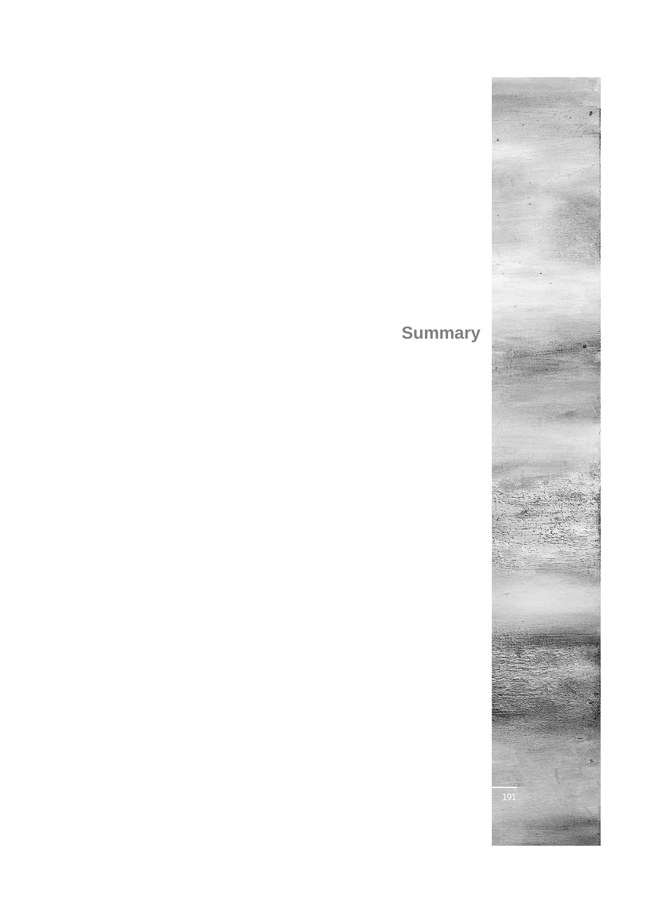# Summary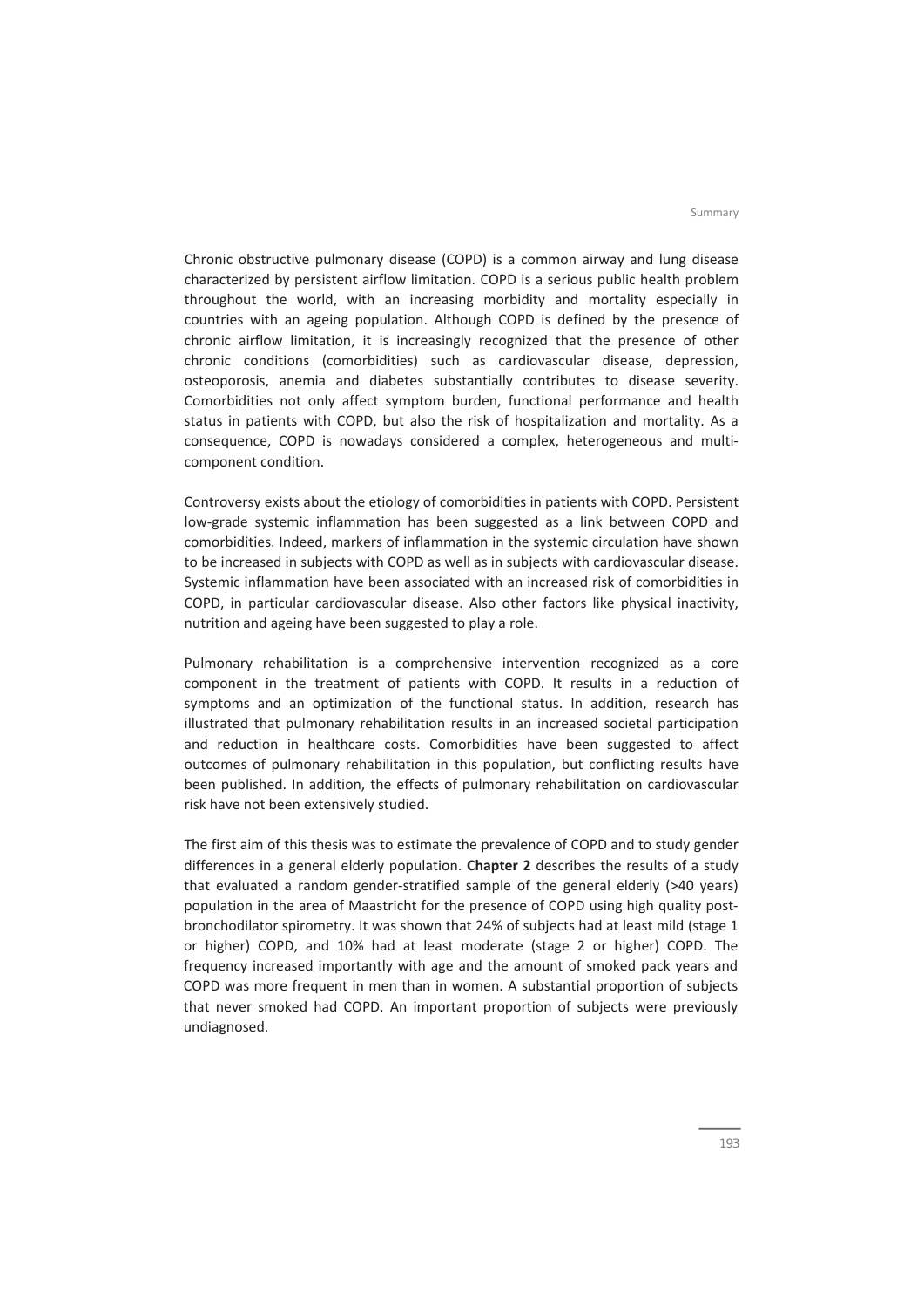Chronic obstructive pulmonary disease (COPD) is a common airway and lung disease characterized by persistent airflow limitation. COPD is a serious public health problem throughout the world, with an increasing morbidity and mortality especially in countries with an ageing population. Although COPD is defined by the presence of chronic airflow limitation, it is increasingly recognized that the presence of other chronic conditions (comorbidities) such as cardiovascular disease, depression, osteoporosis, anemia and diabetes substantially contributes to disease severity. Comorbidities not only affect symptom burden, functional performance and health status in patients with COPD, but also the risk of hospitalization and mortality. As a consequence, COPD is nowadays considered a complex, heterogeneous and multi-component condition.

Controversy exists about the etiology of comorbidities in patients with COPD. Persistent low-grade systemic inflammation has been suggested as a link between COPD and comorbidities. Indeed, markers of inflammation in the systemic circulation have shown to be increased in subjects with COPD as well as in subjects with cardiovascular disease. Systemic inflammation have been associated with an increased risk of comorbidities in COPD, in particular cardiovascular disease. Also other factors like physical inactivity, nutrition and ageing have been suggested to play a role.

Pulmonary rehabilitation is a comprehensive intervention recognized as a core component in the treatment of patients with COPD. It results in a reduction of symptoms and an optimization of the functional status. In addition, research has illustrated that pulmonary rehabilitation results in an increased societal participation and reduction in healthcare costs. Comorbidities have been suggested to affect outcomes of pulmonary rehabilitation in this population, but conflicting results have been published. In addition, the effects of pulmonary rehabilitation on cardiovascular risk have not been extensively studied.

The first aim of this thesis was to estimate the prevalence of COPD and to study gender differences in a general elderly population. **Chapter 2** describes the results of a study that evaluated a random gender-stratified sample of the general elderly (>40 years) population in the area of Maastricht for the presence of COPD using high quality post-bronchodilator spirometry. It was shown that 24% of subjects had at least mild (stage 1 or higher) COPD, and 10% had at least moderate (stage 2 or higher) COPD. The frequency increased importantly with age and the amount of smoked pack years and COPD was more frequent in men than in women. A substantial proportion of subjects that never smoked had COPD. An important proportion of subjects were previously undiagnosed.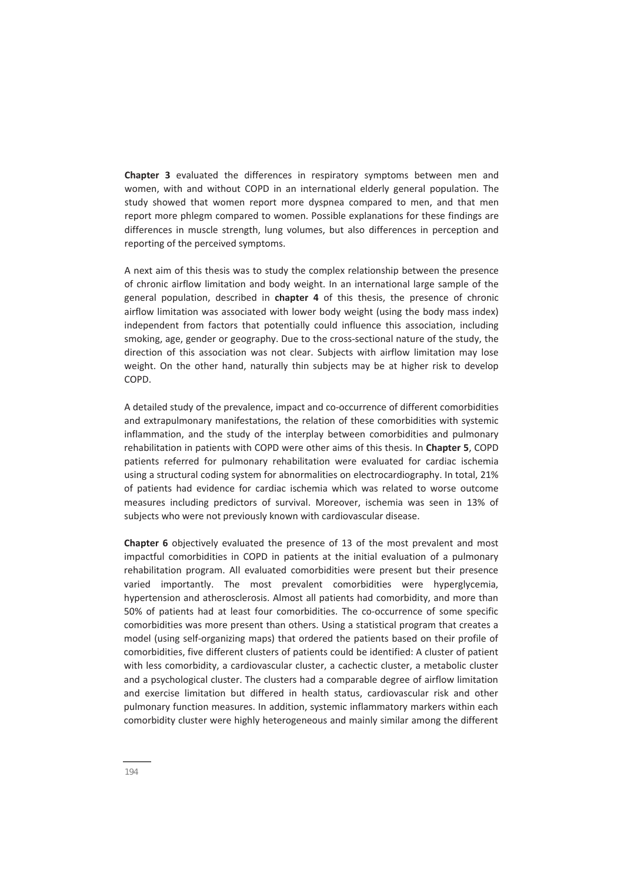**Chapter 3** evaluated the differences in respiratory symptoms between men and women, with and without COPD in an international elderly general population. The study showed that women report more dyspnea compared to men, and that men report more phlegm compared to women. Possible explanations for these findings are differences in muscle strength, lung volumes, but also differences in perception and reporting of the perceived symptoms.

A next aim of this thesis was to study the complex relationship between the presence of chronic airflow limitation and body weight. In an international large sample of the general population, described in **chapter 4** of this thesis, the presence of chronic airflow limitation was associated with lower body weight (using the body mass index) independent from factors that potentially could influence this association, including smoking, age, gender or geography. Due to the cross-sectional nature of the study, the direction of this association was not clear. Subjects with airflow limitation may lose weight. On the other hand, naturally thin subjects may be at higher risk to develop COPD.

A detailed study of the prevalence, impact and co-occurrence of different comorbidities and extrapulmonary manifestations, the relation of these comorbidities with systemic inflammation, and the study of the interplay between comorbidities and pulmonary rehabilitation in patients with COPD were other aims of this thesis. In **Chapter 5**, COPD patients referred for pulmonary rehabilitation were evaluated for cardiac ischemia using a structural coding system for abnormalities on electrocardiography. In total, 21% of patients had evidence for cardiac ischemia which was related to worse outcome measures including predictors of survival. Moreover, ischemia was seen in 13% of subjects who were not previously known with cardiovascular disease.

**Chapter 6** objectively evaluated the presence of 13 of the most prevalent and most impactful comorbidities in COPD in patients at the initial evaluation of a pulmonary rehabilitation program. All evaluated comorbidities were present but their presence varied importantly. The most prevalent comorbidities were hyperglycemia, hypertension and atherosclerosis. Almost all patients had comorbidity, and more than 50% of patients had at least four comorbidities. The co-occurrence of some specific comorbidities was more present than others. Using a statistical program that creates a model (using self-organizing maps) that ordered the patients based on their profile of comorbidities, five different clusters of patients could be identified: A cluster of patient with less comorbidity, a cardiovascular cluster, a cachectic cluster, a metabolic cluster and a psychological cluster. The clusters had a comparable degree of airflow limitation and exercise limitation but differed in health status, cardiovascular risk and other pulmonary function measures. In addition, systemic inflammatory markers within each comorbidity cluster were highly heterogeneous and mainly similar among the different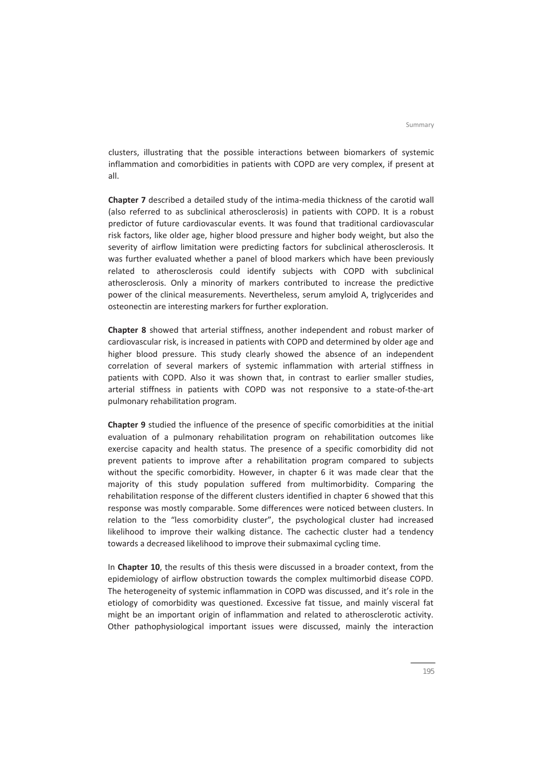clusters, illustrating that the possible interactions between biomarkers of systemic inflammation and comorbidities in patients with COPD are very complex, if present at all.

**Chapter 7** described a detailed study of the intima-media thickness of the carotid wall (also referred to as subclinical atherosclerosis) in patients with COPD. It is a robust predictor of future cardiovascular events. It was found that traditional cardiovascular risk factors, like older age, higher blood pressure and higher body weight, but also the severity of airflow limitation were predicting factors for subclinical atherosclerosis. It was further evaluated whether a panel of blood markers which have been previously related to atherosclerosis could identify subjects with COPD with subclinical atherosclerosis. Only a minority of markers contributed to increase the predictive power of the clinical measurements. Nevertheless, serum amyloid A, triglycerides and osteonectin are interesting markers for further exploration.

**Chapter 8** showed that arterial stiffness, another independent and robust marker of cardiovascular risk, is increased in patients with COPD and determined by older age and higher blood pressure. This study clearly showed the absence of an independent correlation of several markers of systemic inflammation with arterial stiffness in patients with COPD. Also it was shown that, in contrast to earlier smaller studies, arterial stiffness in patients with COPD was not responsive to a state-of-the-art pulmonary rehabilitation program.

**Chapter 9** studied the influence of the presence of specific comorbidities at the initial evaluation of a pulmonary rehabilitation program on rehabilitation outcomes like exercise capacity and health status. The presence of a specific comorbidity did not prevent patients to improve after a rehabilitation program compared to subjects without the specific comorbidity. However, in chapter 6 it was made clear that the majority of this study population suffered from multimorbidity. Comparing the rehabilitation response of the different clusters identified in chapter 6 showed that this response was mostly comparable. Some differences were noticed between clusters. In relation to the "less comorbidity cluster", the psychological cluster had increased likelihood to improve their walking distance. The cachectic cluster had a tendency towards a decreased likelihood to improve their submaximal cycling time.

In **Chapter 10**, the results of this thesis were discussed in a broader context, from the epidemiology of airflow obstruction towards the complex multimorbid disease COPD. The heterogeneity of systemic inflammation in COPD was discussed, and it's role in the etiology of comorbidity was questioned. Excessive fat tissue, and mainly visceral fat might be an important origin of inflammation and related to atherosclerotic activity. Other pathophysiological important issues were discussed, mainly the interaction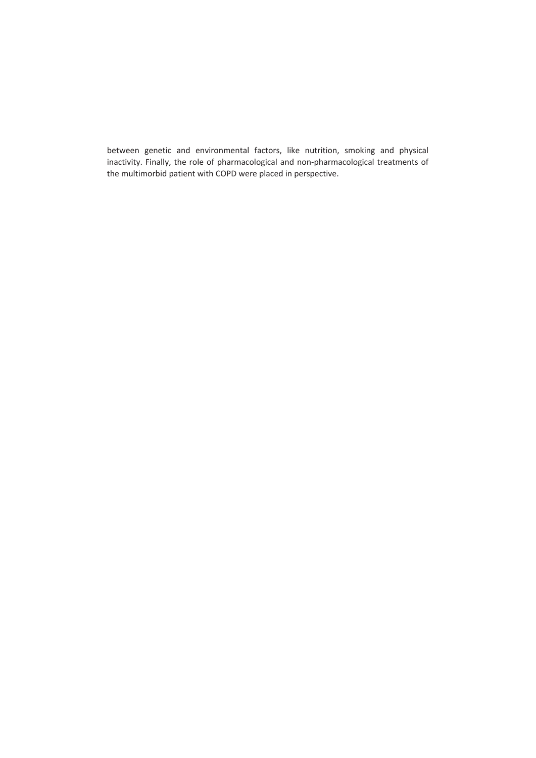between genetic and environmental factors, like nutrition, smoking and physical inactivity. Finally, the role of pharmacological and non-pharmacological treatments of the multimorbid patient with COPD were placed in perspective.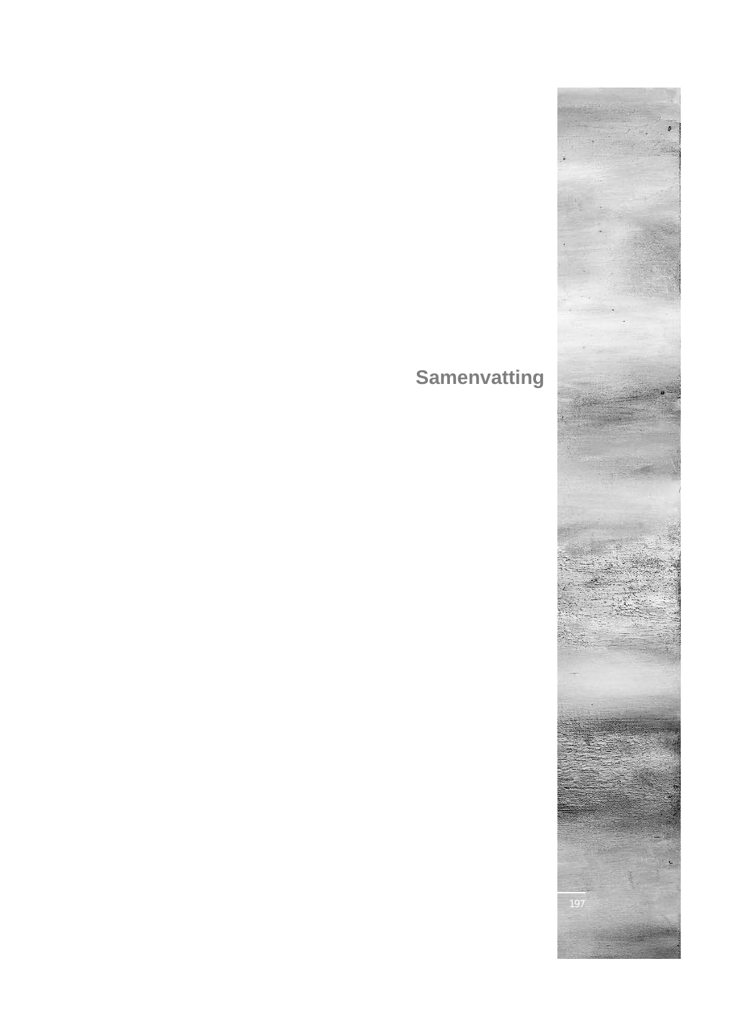# Samenvatting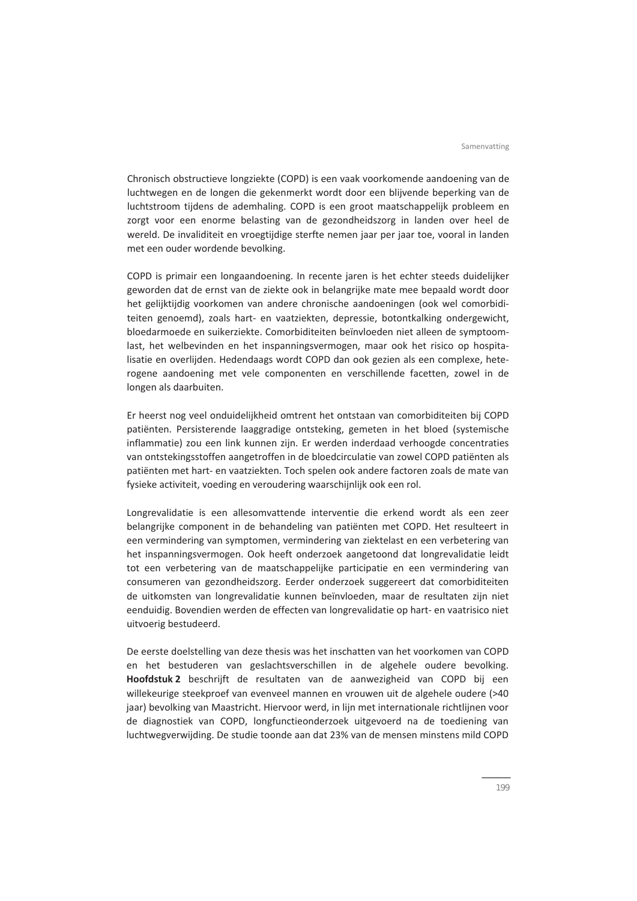Chronisch obstructieve longziekte (COPD) is een vaak voorkomende aandoening van de luchtwegen en de longen die gekenmerkt wordt door een blijvende beperking van de luchtstroom tijdens de ademhaling. COPD is een groot maatschappelijk probleem en zorgt voor een enorme belasting van de gezondheidszorg in landen over heel de wereld. De invaliditeit en vroegtijdige sterfte nemen jaar per jaar toe, vooral in landen met een ouder wordende bevolking.

COPD is primair een longaandoening. In recente jaren is het echter steeds duidelijker geworden dat de ernst van de ziekte ook in belangrijke mate mee bepaald wordt door het gelijktijdig voorkomen van andere chronische aandoeningen (ook wel comorbiditeiten genoemd), zoals hart- en vaatziekten, depressie, botontkalking ondergewicht, bloedarmoede en suikerziekte. Comorbiditeiten beïnvloeden niet alleen de symptoomlast, het welbevinden en het inspanningsvermogen, maar ook het risico op hospitalisatie en overlijden. Hedendaags wordt COPD dan ook gezien als een complexe, heterogene aandoening met vele componenten en verschillende facetten, zowel in de longen als daarbuiten.

Er heerst nog veel onduidelijkheid omtrent het ontstaan van comorbiditeiten bij COPD patiënten. Persisterende laaggradige ontsteking, gemeten in het bloed (systemische inflammatie) zou een link kunnen zijn. Er werden inderdaad verhoogde concentraties van ontstekingsstoffen aangetroffen in de bloedcirculatie van zowel COPD patiënten als patiënten met hart- en vaatziekten. Toch spelen ook andere factoren zoals de mate van fysieke activiteit, voeding en veroudering waarschijnlijk ook een rol.

Longrevalidatie is een allesomvattende interventie die erkend wordt als een zeer belangrijke component in de behandeling van patiënten met COPD. Het resulteert in een vermindering van symptomen, vermindering van ziektelast en een verbetering van het inspanningsvermogen. Ook heeft onderzoek aangetoond dat longrevalidatie leidt tot een verbetering van de maatschappelijke participatie en een vermindering van consumeren van gezondheidszorg. Eerder onderzoek suggereert dat comorbiditeiten de uitkomsten van longrevalidatie kunnen beïnvloeden, maar de resultaten zijn niet eenduidig. Bovendien werden de effecten van longrevalidatie op hart- en vaatrisico niet uitvoerig bestudeerd.

De eerste doelstelling van deze thesis was het inschatten van het voorkomen van COPD en het bestuderen van geslachtsverschillen in de algehele oudere bevolking. **Hoofdstuk 2** beschrijft de resultaten van de aanwezigheid van COPD bij een willekeurige steekproef van evenveel mannen en vrouwen uit de algehele oudere (>40 jaar) bevolking van Maastricht. Hiervoor werd, in lijn met internationale richtlijnen voor de diagnostiek van COPD, longfunctieonderzoek uitgevoerd na de toediening van luchtwegverwijding. De studie toonde aan dat 23% van de mensen minstens mild COPD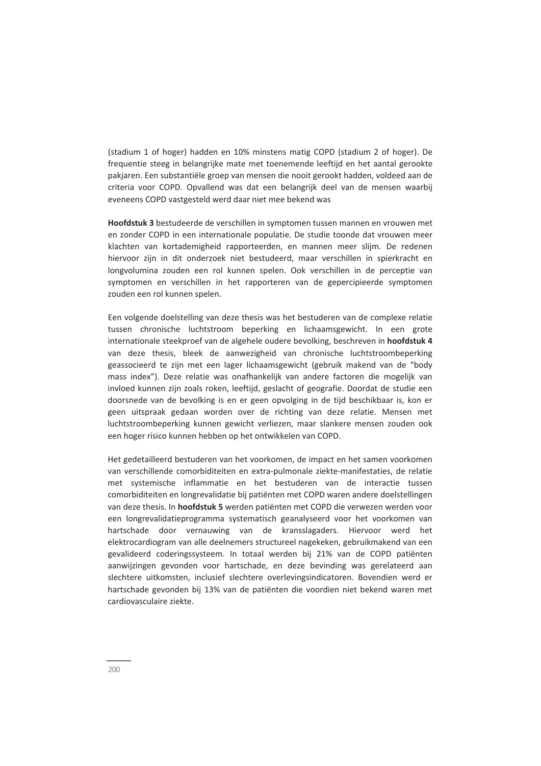(stadium 1 of hoger) hadden en 10% minstens matig COPD (stadium 2 of hoger). De frequentie steeg in belangrijke mate met toenemende leeftijd en het aantal gerookte pakjaren. Een substantiële groep van mensen die nooit gerookt hadden, voldeed aan de criteria voor COPD. Opvallend was dat een belangrijk deel van de mensen waarbij eveneens COPD vastgesteld werd daar niet mee bekend was

**Hoofdstuk 3** bestudeerde de verschillen in symptomen tussen mannen en vrouwen met en zonder COPD in een internationale populatie. De studie toonde dat vrouwen meer klachten van kortademigheid rapporteerden, en mannen meer slijm. De redenen hiervoor zijn in dit onderzoek niet bestudeerd, maar verschillen in spierkracht en longvolumina zouden een rol kunnen spelen. Ook verschillen in de perceptie van symptomen en verschillen in het rapporteren van de gepercipieerde symptomen zouden een rol kunnen spelen.

Een volgende doelstelling van deze thesis was het bestuderen van de complexe relatie tussen chronische luchtstroom beperking en lichaamsgewicht. In een grote internationale steekproef van de algehele oudere bevolking, beschreven in **hoofdstuk 4** van deze thesis, bleek de aanwezigheid van chronische luchtstroombeperking geassocieerd te zijn met een lager lichaamsgewicht (gebruik makend van de "body mass index"). Deze relatie was onafhankelijk van andere factoren die mogelijk van invloed kunnen zijn zoals roken, leeftijd, geslacht of geografie. Doordat de studie een doorsnede van de bevolking is en er geen opvolging in de tijd beschikbaar is, kon er geen uitspraak gedaan worden over de richting van deze relatie. Mensen met luchtstroombeperking kunnen gewicht verliezen, maar slankere mensen zouden ook een hoger risico kunnen hebben op het ontwikkelen van COPD.

Het gedetailleerd bestuderen van het voorkomen, de impact en het samen voorkomen van verschillende comorbiditeiten en extra-pulmonale ziekte-manifestaties, de relatie met systemische inflammatie en het bestuderen van de interactie tussen comorbiditeiten en longrevalidatie bij patiënten met COPD waren andere doelstellingen van deze thesis. In **hoofdstuk 5** werden patiënten met COPD die verwezen werden voor een longrevalidatieprogramma systematisch geanalyseerd voor het voorkomen van hartschade door vernauwing van de kransslagaders. Hiervoor werd het elektrocardiogram van alle deelnemers structureel nagekeken, gebruikmakend van een gevalideerd coderingssysteem. In totaal werden bij 21% van de COPD patiënten aanwijzingen gevonden voor hartschade, en deze bevinding was gerelateerd aan slechtere uitkomsten, inclusief slechtere overlevingsindicatoren. Bovendien werd er hartschade gevonden bij 13% van de patiënten die voordien niet bekend waren met cardiovasculaire ziekte.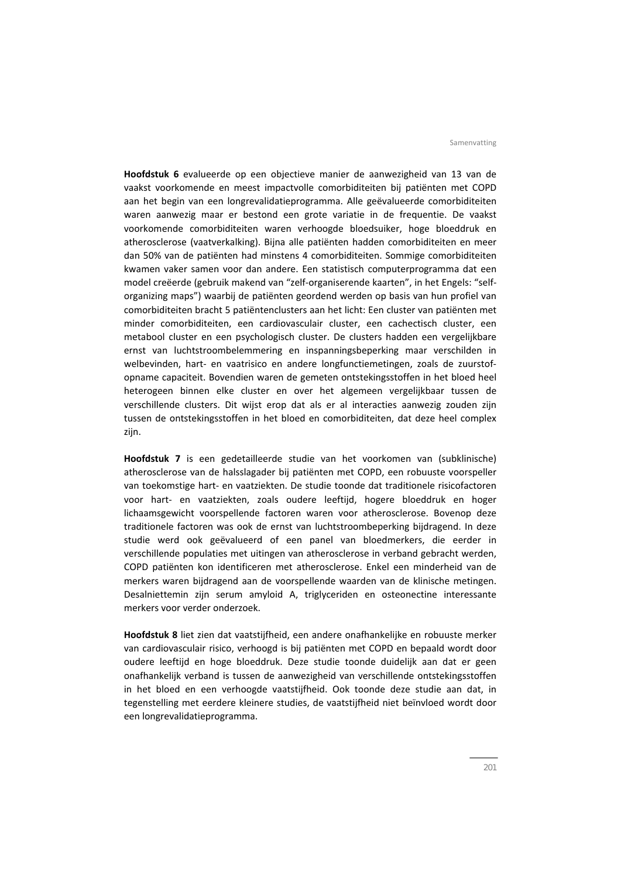**Hoofdstuk 6** evalueerde op een objectieve manier de aanwezigheid van 13 van de vaakst voorkomende en meest impactvolle comorbiditeiten bij patiënten met COPD aan het begin van een longrevalidatieprogramma. Alle geëvalueerde comorbiditeiten waren aanwezig maar er bestond een grote variatie in de frequentie. De vaakst voorkomende comorbiditeiten waren verhoogde bloedsuiker, hoge bloeddruk en atherosclerose (vaatverkalking). Bijna alle patiënten hadden comorbiditeiten en meer dan 50% van de patiënten had minstens 4 comorbiditeiten. Sommige comorbiditeiten kwamen vaker samen voor dan andere. Een statistisch computerprogramma dat een model creëerde (gebruik makend van "zelf-organiserende kaarten", in het Engels: "self-organizing maps") waarbij de patiënten geordend werden op basis van hun profiel van comorbiditeiten bracht 5 patiëntenclusters aan het licht: Een cluster van patiënten met minder comorbiditeiten, een cardiovasculair cluster, een cachectisch cluster, een metabool cluster en een psychologisch cluster. De clusters hadden een vergelijkbare ernst van luchtstroombelemmering en inspanningsbeperking maar verschilden in welbevinden, hart- en vaatrisico en andere longfunctiemetingen, zoals de zuurstof-opname capaciteit. Bovendien waren de gemeten ontstekingsstoffen in het bloed heel heterogeen binnen elke cluster en over het algemeen vergelijkbaar tussen de verschillende clusters. Dit wijst erop dat als er al interacties aanwezig zouden zijn tussen de ontstekingsstoffen in het bloed en comorbiditeiten, dat deze heel complex zijn.

**Hoofdstuk 7** is een gedetailleerde studie van het voorkomen van (subklinische) atherosclerose van de halsslagader bij patiënten met COPD, een robuuste voorspeller van toekomstige hart- en vaatziekten. De studie toonde dat traditionele risicofactoren voor hart- en vaatziekten, zoals oudere leeftijd, hogere bloeddruk en hoger lichaamsgewicht voorspellende factoren waren voor atherosclerose. Bovenop deze traditionele factoren was ook de ernst van luchtstroombeperking bijdragend. In deze studie werd ook geëvalueerd of een panel van bloedmerkers, die eerder in verschillende populaties met uitingen van atherosclerose in verband gebracht werden, COPD patiënten kon identificeren met atherosclerose. Enkel een minderheid van de merkers waren bijdragend aan de voorspellende waarden van de klinische metingen. Desalniettemin zijn serum amyloid A, triglyceriden en osteonectine interessante merkers voor verder onderzoek.

**Hoofdstuk 8** liet zien dat vaatstijfheid, een andere onafhankelijke en robuuste merker van cardiovasculair risico, verhoogd is bij patiënten met COPD en bepaald wordt door oudere leeftijd en hoge bloeddruk. Deze studie toonde duidelijk aan dat er geen onafhankelijk verband is tussen de aanwezigheid van verschillende ontstekingsstoffen in het bloed en een verhoogde vaatstijfheid. Ook toonde deze studie aan dat, in tegenstelling met eerdere kleinere studies, de vaatstijfheid niet beïnvloed wordt door een longrevalidatieprogramma.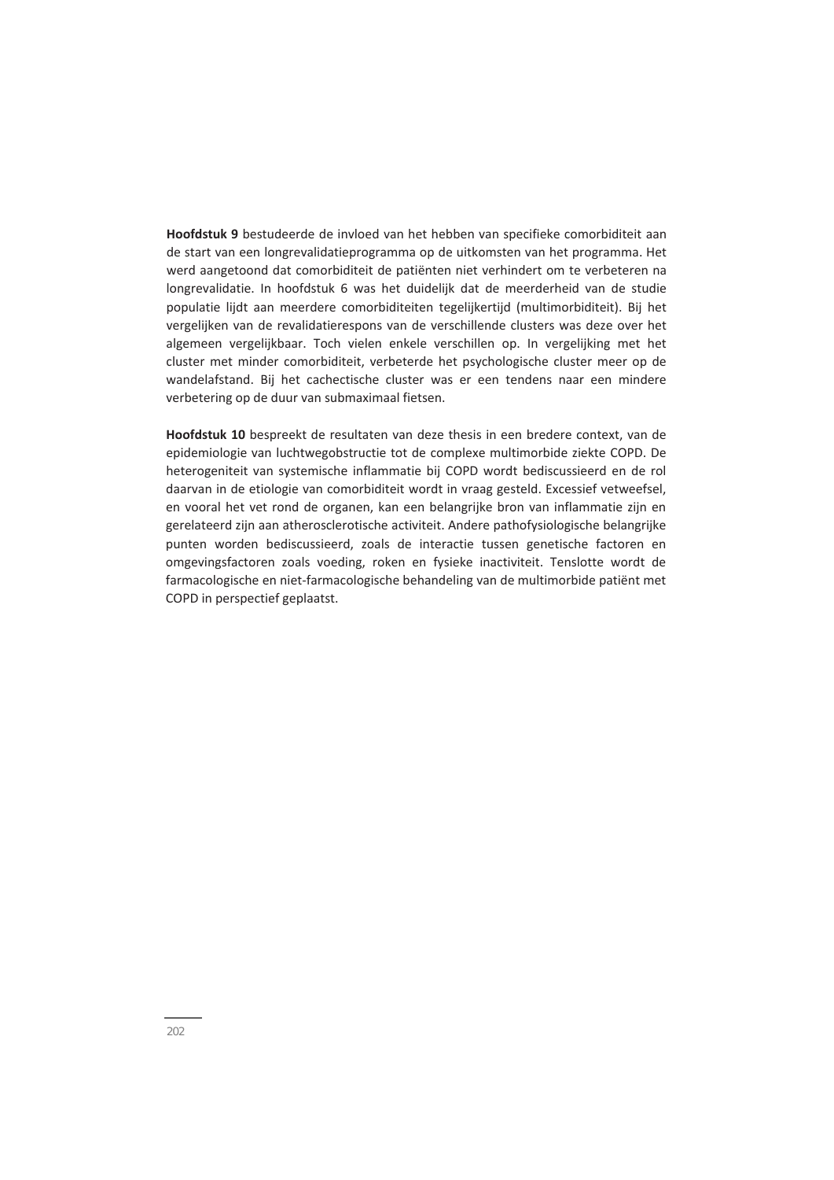**Hoofdstuk 9** bestudeerde de invloed van het hebben van specifieke comorbiditeit aan de start van een longrevalidatieprogramma op de uitkomsten van het programma. Het werd aangetoond dat comorbiditeit de patiënten niet verhindert om te verbeteren na longrevalidatie. In hoofdstuk 6 was het duidelijk dat de meerderheid van de studie populatie lijdt aan meerdere comorbiditeiten tegelijkertijd (multimorbiditeit). Bij het vergelijken van de revalidatierespons van de verschillende clusters was deze over het algemeen vergelijkbaar. Toch vielen enkele verschillen op. In vergelijking met het cluster met minder comorbiditeit, verbeterde het psychologische cluster meer op de wandelafstand. Bij het cachectische cluster was er een tendens naar een mindere verbetering op de duur van submaximaal fietsen.

**Hoofdstuk 10** bespreekt de resultaten van deze thesis in een bredere context, van de epidemiologie van luchtwegobstructie tot de complexe multimorbide ziekte COPD. De heterogeniteit van systemische inflammatie bij COPD wordt bediscussieerd en de rol daarvan in de etiologie van comorbiditeit wordt in vraag gesteld. Excessief vetweefsel, en vooral het vet rond de organen, kan een belangrijke bron van inflammatie zijn en gerelateerd zijn aan atherosclerotische activiteit. Andere pathofysiologische belangrijke punten worden bediscussieerd, zoals de interactie tussen genetische factoren en omgevingsfactoren zoals voeding, roken en fysieke inactiviteit. Tenslotte wordt de farmacologische en niet-farmacologische behandeling van de multimorbide patiënt met COPD in perspectief geplaatst.